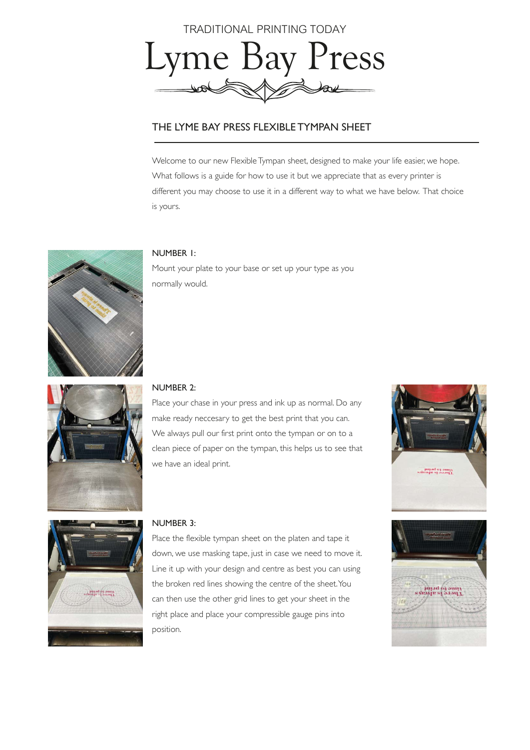TRADITIONAL PRINTING TODAY

# Lyme Bay Press

## THE LYME BAY PRESS FLEXIBLE TYMPAN SHEET

Welcome to our new Flexible Tympan sheet, designed to make your life easier, we hope. What follows is a guide for how to use it but we appreciate that as every printer is different you may choose to use it in a different way to what we have below. That choice is yours.

### NUMBER 1:

Mount your plate to your base or set up your type as you normally would.

### NUMBER 2:

Place your chase in your press and ink up as normal. Do any make ready neccesary to get the best print that you can. We always pull our first print onto the tympan or on to a clean piece of paper on the tympan, this helps us to see that we have an ideal print.

### NUMBER 3:

Place the flexible tympan sheet on the platen and tape it down, we use masking tape, just in case we need to move it. Line it up with your design and centre as best you can using the broken red lines showing the centre of the sheet. You can then use the other grid lines to get your sheet in the right place and place your compressible gauge pins into position.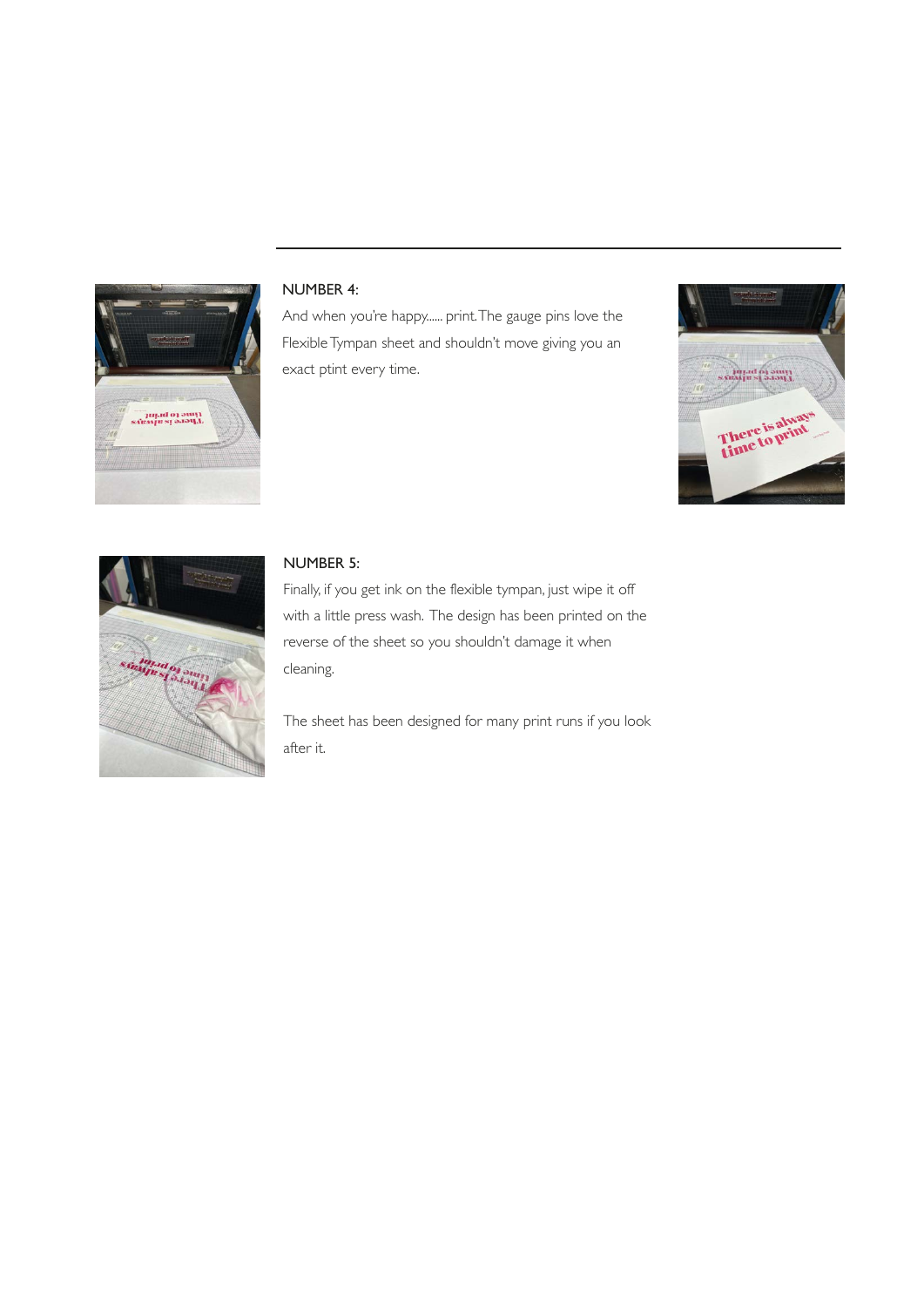NUMBER 4:

And when you're happy...... print. The gauge pins love the Flexible Tympan sheet and shouldn't move giving you an exact ptint every time.

NUMBER 5:

Finally, if you get ink on the flexible tympan, just wipe it off with a little press wash. The design has been printed on the reverse of the sheet so you shouldn't damage it when cleaning.

The sheet has been designed for many print runs if you look after it.